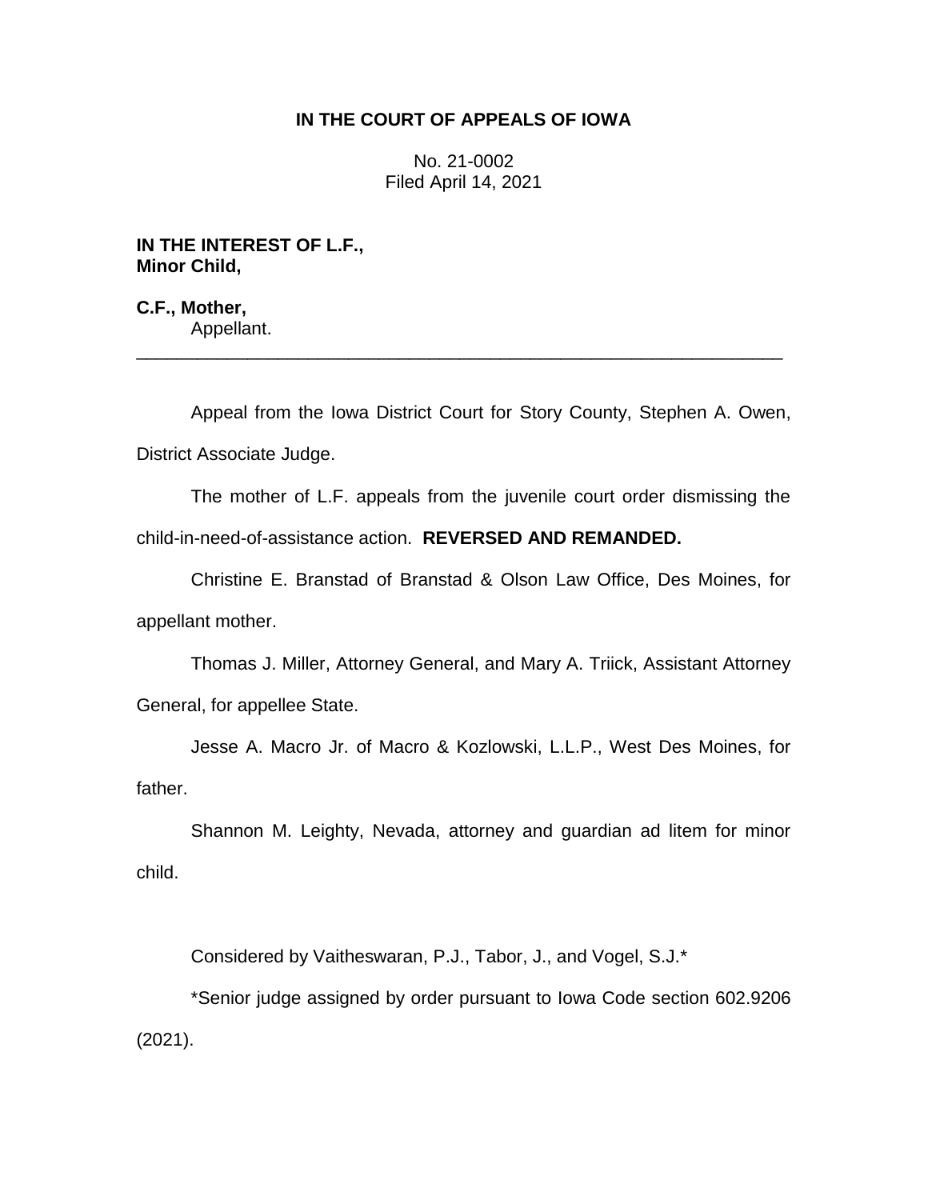**IN THE COURT OF APPEALS OF IOWA**

No. 21-0002
Filed April 14, 2021

**IN THE INTEREST OF L.F.,**
**Minor Child,**

**C.F., Mother,**
Appellant.

---

Appeal from the Iowa District Court for Story County, Stephen A. Owen, District Associate Judge.

The mother of L.F. appeals from the juvenile court order dismissing the child-in-need-of-assistance action. **REVERSED AND REMANDED.**

Christine E. Branstad of Branstad & Olson Law Office, Des Moines, for appellant mother.

Thomas J. Miller, Attorney General, and Mary A. Triick, Assistant Attorney General, for appellee State.

Jesse A. Macro Jr. of Macro & Kozlowski, L.L.P., West Des Moines, for father.

Shannon M. Leighty, Nevada, attorney and guardian ad litem for minor child.

Considered by Vaitheswaran, P.J., Tabor, J., and Vogel, S.J.*

*Senior judge assigned by order pursuant to Iowa Code section 602.9206 (2021).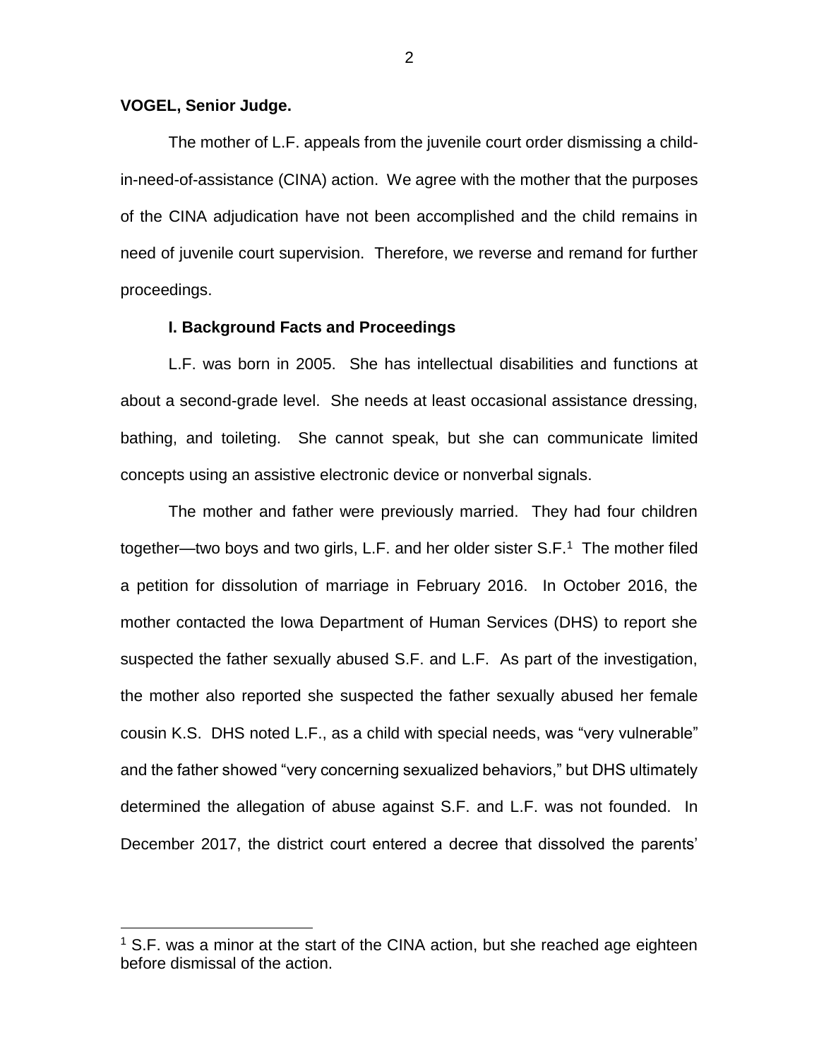**VOGEL, Senior Judge.**

The mother of L.F. appeals from the juvenile court order dismissing a child-in-need-of-assistance (CINA) action. We agree with the mother that the purposes of the CINA adjudication have not been accomplished and the child remains in need of juvenile court supervision. Therefore, we reverse and remand for further proceedings.

## I. Background Facts and Proceedings

L.F. was born in 2005. She has intellectual disabilities and functions at about a second-grade level. She needs at least occasional assistance dressing, bathing, and toileting. She cannot speak, but she can communicate limited concepts using an assistive electronic device or nonverbal signals.

The mother and father were previously married. They had four children together—two boys and two girls, L.F. and her older sister S.F.[1] The mother filed a petition for dissolution of marriage in February 2016. In October 2016, the mother contacted the Iowa Department of Human Services (DHS) to report she suspected the father sexually abused S.F. and L.F. As part of the investigation, the mother also reported she suspected the father sexually abused her female cousin K.S. DHS noted L.F., as a child with special needs, was "very vulnerable" and the father showed "very concerning sexualized behaviors," but DHS ultimately determined the allegation of abuse against S.F. and L.F. was not founded. In December 2017, the district court entered a decree that dissolved the parents'

[1] S.F. was a minor at the start of the CINA action, but she reached age eighteen before dismissal of the action.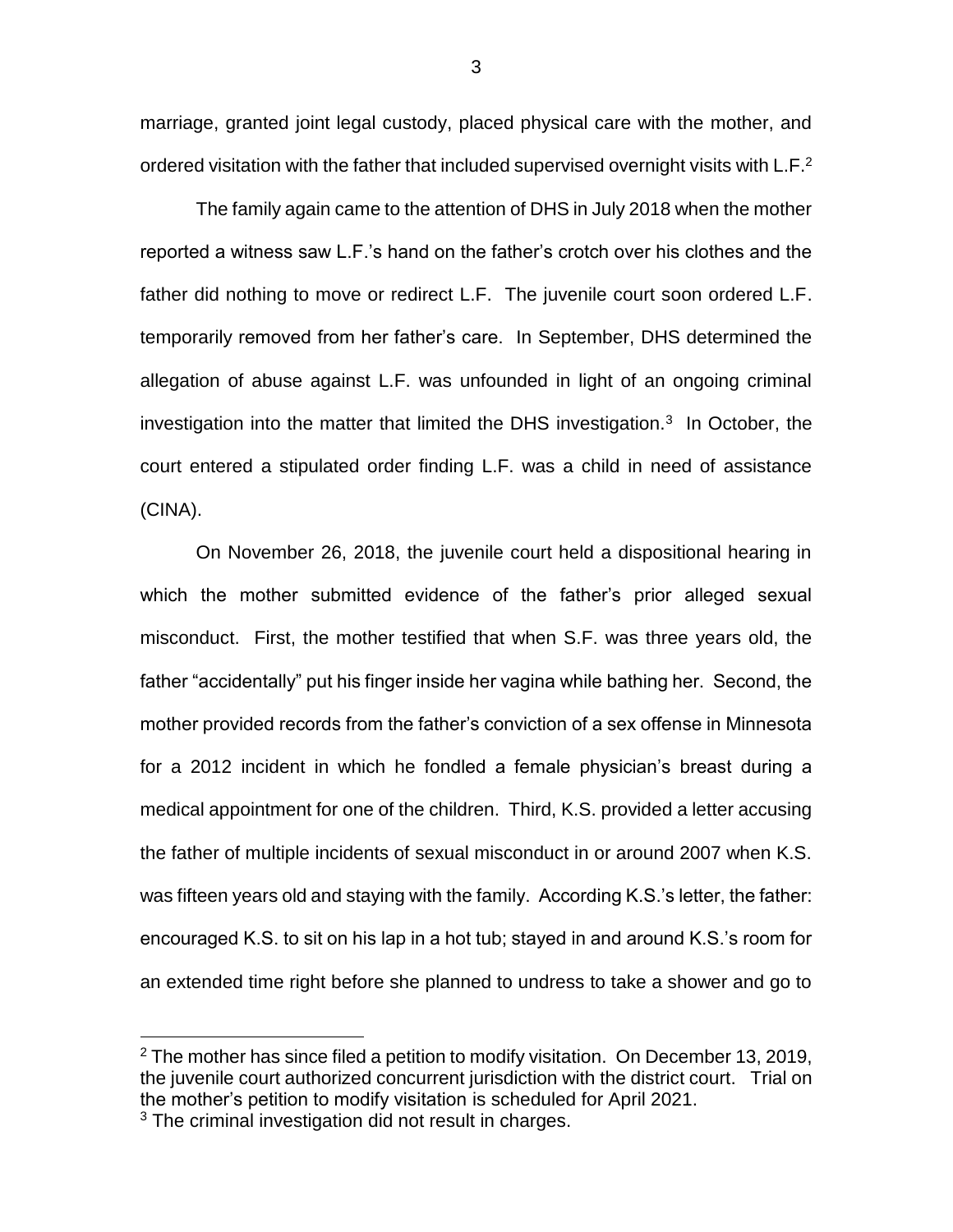marriage, granted joint legal custody, placed physical care with the mother, and ordered visitation with the father that included supervised overnight visits with L.F.[2]

The family again came to the attention of DHS in July 2018 when the mother reported a witness saw L.F.'s hand on the father's crotch over his clothes and the father did nothing to move or redirect L.F. The juvenile court soon ordered L.F. temporarily removed from her father's care. In September, DHS determined the allegation of abuse against L.F. was unfounded in light of an ongoing criminal investigation into the matter that limited the DHS investigation.[3] In October, the court entered a stipulated order finding L.F. was a child in need of assistance (CINA).

On November 26, 2018, the juvenile court held a dispositional hearing in which the mother submitted evidence of the father's prior alleged sexual misconduct. First, the mother testified that when S.F. was three years old, the father "accidentally" put his finger inside her vagina while bathing her. Second, the mother provided records from the father's conviction of a sex offense in Minnesota for a 2012 incident in which he fondled a female physician's breast during a medical appointment for one of the children. Third, K.S. provided a letter accusing the father of multiple incidents of sexual misconduct in or around 2007 when K.S. was fifteen years old and staying with the family. According K.S.'s letter, the father: encouraged K.S. to sit on his lap in a hot tub; stayed in and around K.S.'s room for an extended time right before she planned to undress to take a shower and go to

---

[2] The mother has since filed a petition to modify visitation. On December 13, 2019, the juvenile court authorized concurrent jurisdiction with the district court. Trial on the mother's petition to modify visitation is scheduled for April 2021.

[3] The criminal investigation did not result in charges.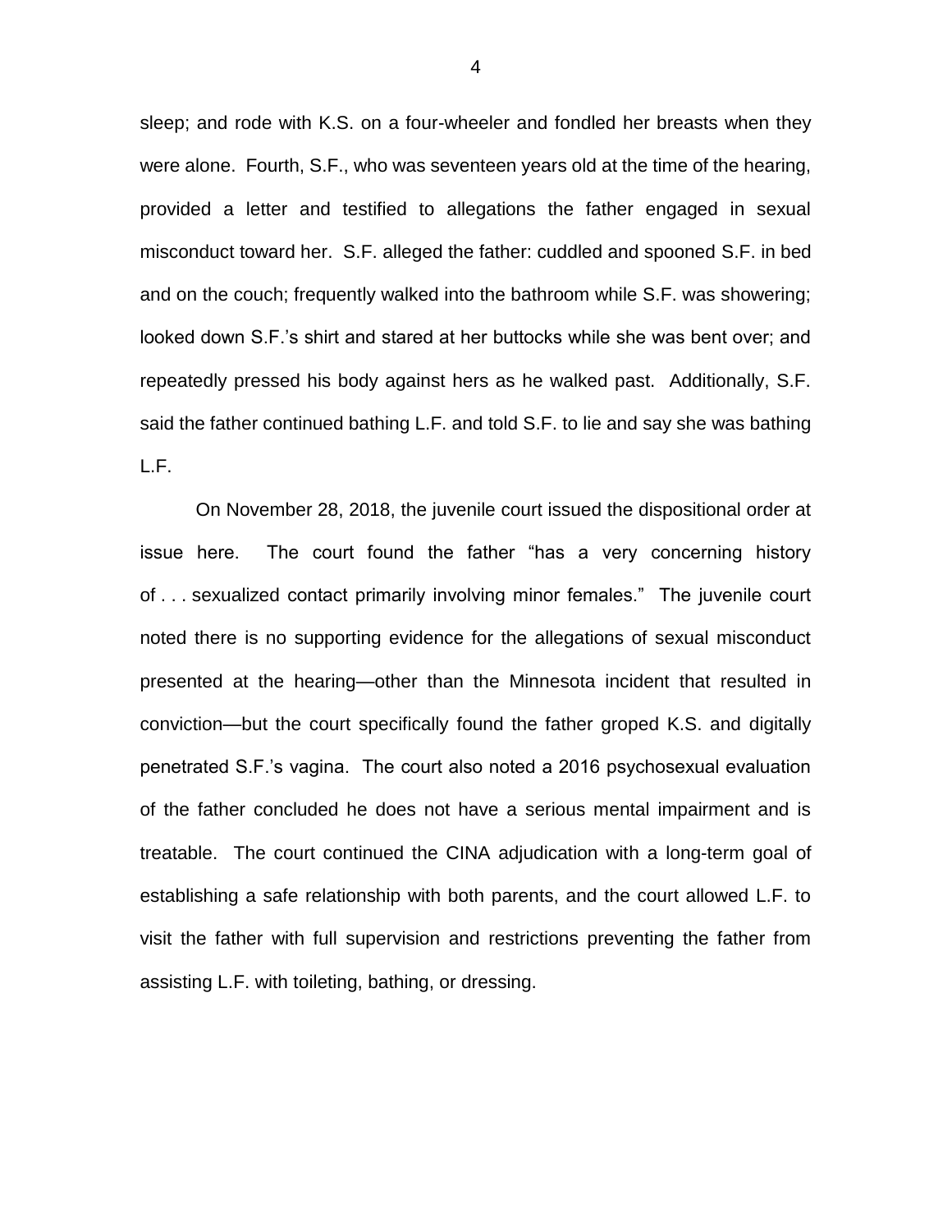sleep; and rode with K.S. on a four-wheeler and fondled her breasts when they were alone. Fourth, S.F., who was seventeen years old at the time of the hearing, provided a letter and testified to allegations the father engaged in sexual misconduct toward her. S.F. alleged the father: cuddled and spooned S.F. in bed and on the couch; frequently walked into the bathroom while S.F. was showering; looked down S.F.'s shirt and stared at her buttocks while she was bent over; and repeatedly pressed his body against hers as he walked past. Additionally, S.F. said the father continued bathing L.F. and told S.F. to lie and say she was bathing L.F.

On November 28, 2018, the juvenile court issued the dispositional order at issue here. The court found the father "has a very concerning history of . . . sexualized contact primarily involving minor females." The juvenile court noted there is no supporting evidence for the allegations of sexual misconduct presented at the hearing—other than the Minnesota incident that resulted in conviction—but the court specifically found the father groped K.S. and digitally penetrated S.F.'s vagina. The court also noted a 2016 psychosexual evaluation of the father concluded he does not have a serious mental impairment and is treatable. The court continued the CINA adjudication with a long-term goal of establishing a safe relationship with both parents, and the court allowed L.F. to visit the father with full supervision and restrictions preventing the father from assisting L.F. with toileting, bathing, or dressing.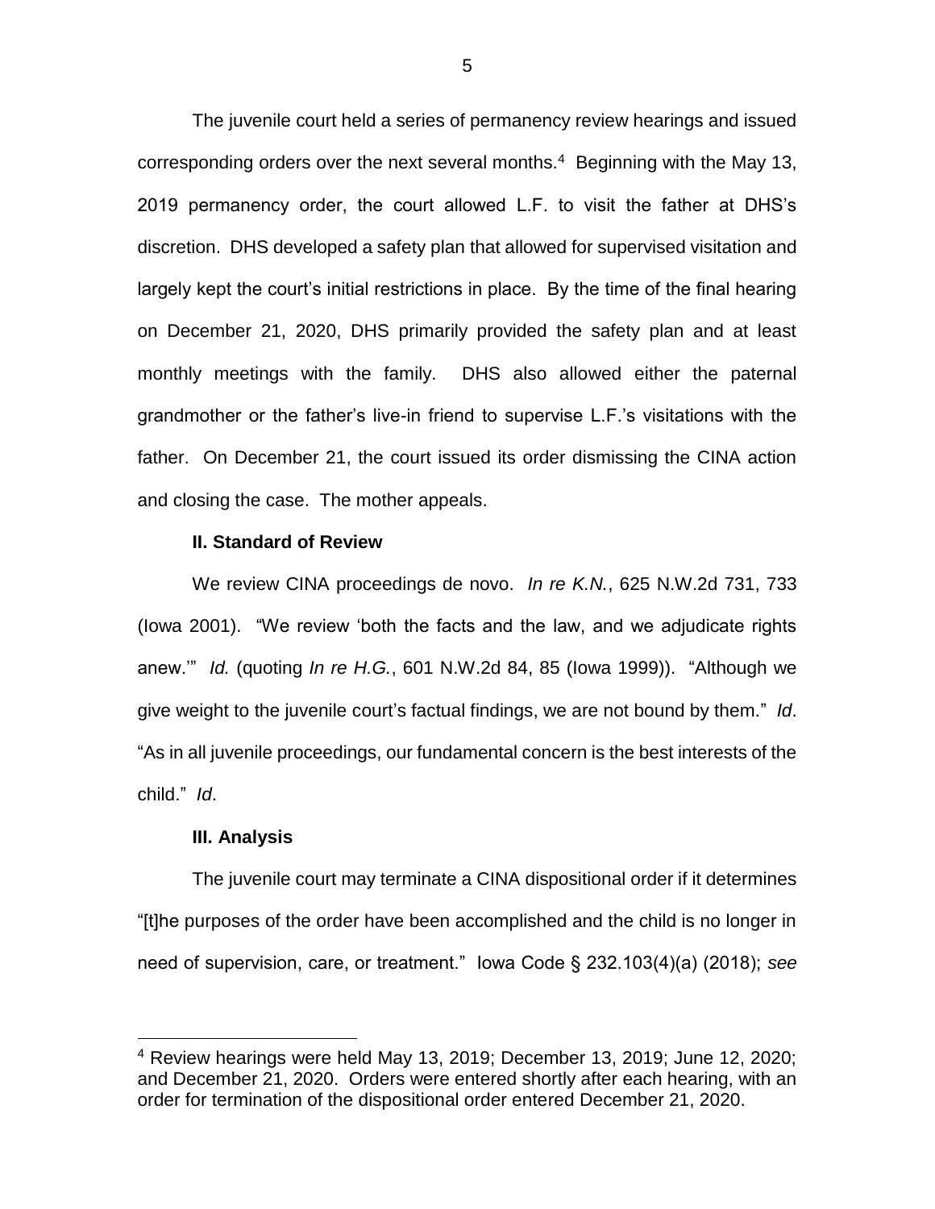The juvenile court held a series of permanency review hearings and issued corresponding orders over the next several months.[4] Beginning with the May 13, 2019 permanency order, the court allowed L.F. to visit the father at DHS's discretion. DHS developed a safety plan that allowed for supervised visitation and largely kept the court's initial restrictions in place. By the time of the final hearing on December 21, 2020, DHS primarily provided the safety plan and at least monthly meetings with the family. DHS also allowed either the paternal grandmother or the father's live-in friend to supervise L.F.'s visitations with the father. On December 21, the court issued its order dismissing the CINA action and closing the case. The mother appeals.

**II. Standard of Review**

We review CINA proceedings de novo. *In re K.N.*, 625 N.W.2d 731, 733 (Iowa 2001). "We review 'both the facts and the law, and we adjudicate rights anew.'" *Id.* (quoting *In re H.G.*, 601 N.W.2d 84, 85 (Iowa 1999)). "Although we give weight to the juvenile court's factual findings, we are not bound by them." *Id*. "As in all juvenile proceedings, our fundamental concern is the best interests of the child." *Id*.

**III. Analysis**

The juvenile court may terminate a CINA dispositional order if it determines "[t]he purposes of the order have been accomplished and the child is no longer in need of supervision, care, or treatment." Iowa Code § 232.103(4)(a) (2018); *see*

[4] Review hearings were held May 13, 2019; December 13, 2019; June 12, 2020; and December 21, 2020. Orders were entered shortly after each hearing, with an order for termination of the dispositional order entered December 21, 2020.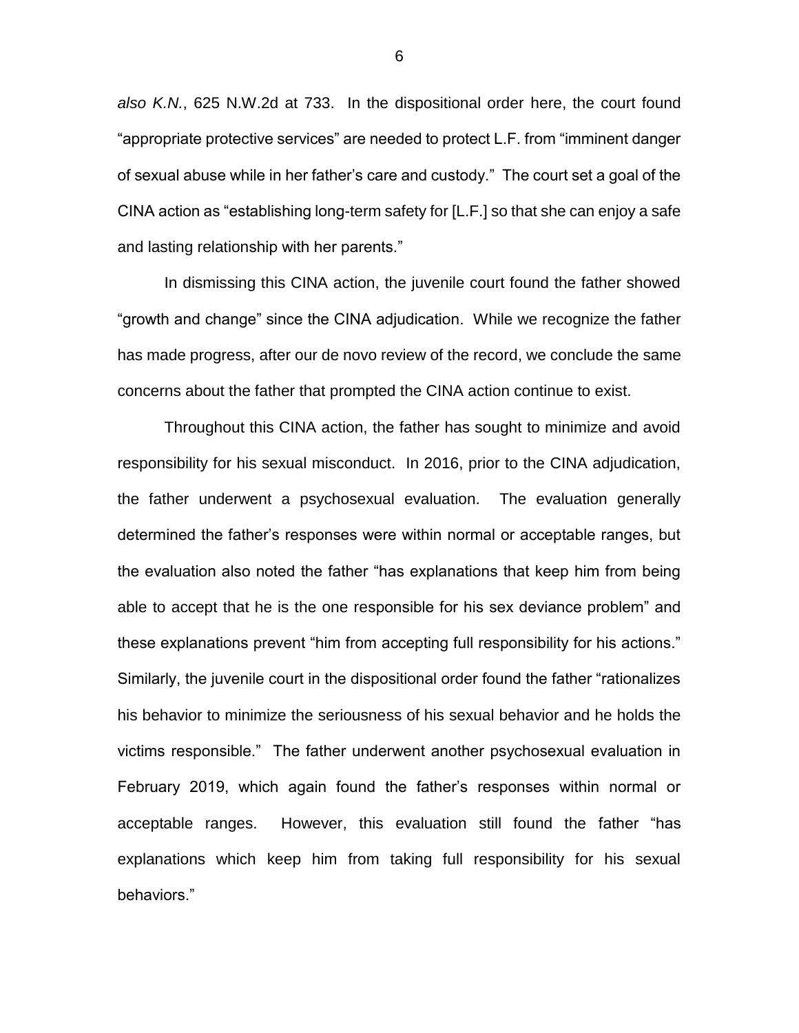*also K.N.*, 625 N.W.2d at 733. In the dispositional order here, the court found "appropriate protective services" are needed to protect L.F. from "imminent danger of sexual abuse while in her father's care and custody." The court set a goal of the CINA action as "establishing long-term safety for [L.F.] so that she can enjoy a safe and lasting relationship with her parents."

In dismissing this CINA action, the juvenile court found the father showed "growth and change" since the CINA adjudication. While we recognize the father has made progress, after our de novo review of the record, we conclude the same concerns about the father that prompted the CINA action continue to exist.

Throughout this CINA action, the father has sought to minimize and avoid responsibility for his sexual misconduct. In 2016, prior to the CINA adjudication, the father underwent a psychosexual evaluation. The evaluation generally determined the father's responses were within normal or acceptable ranges, but the evaluation also noted the father "has explanations that keep him from being able to accept that he is the one responsible for his sex deviance problem" and these explanations prevent "him from accepting full responsibility for his actions." Similarly, the juvenile court in the dispositional order found the father "rationalizes his behavior to minimize the seriousness of his sexual behavior and he holds the victims responsible." The father underwent another psychosexual evaluation in February 2019, which again found the father's responses within normal or acceptable ranges. However, this evaluation still found the father "has explanations which keep him from taking full responsibility for his sexual behaviors."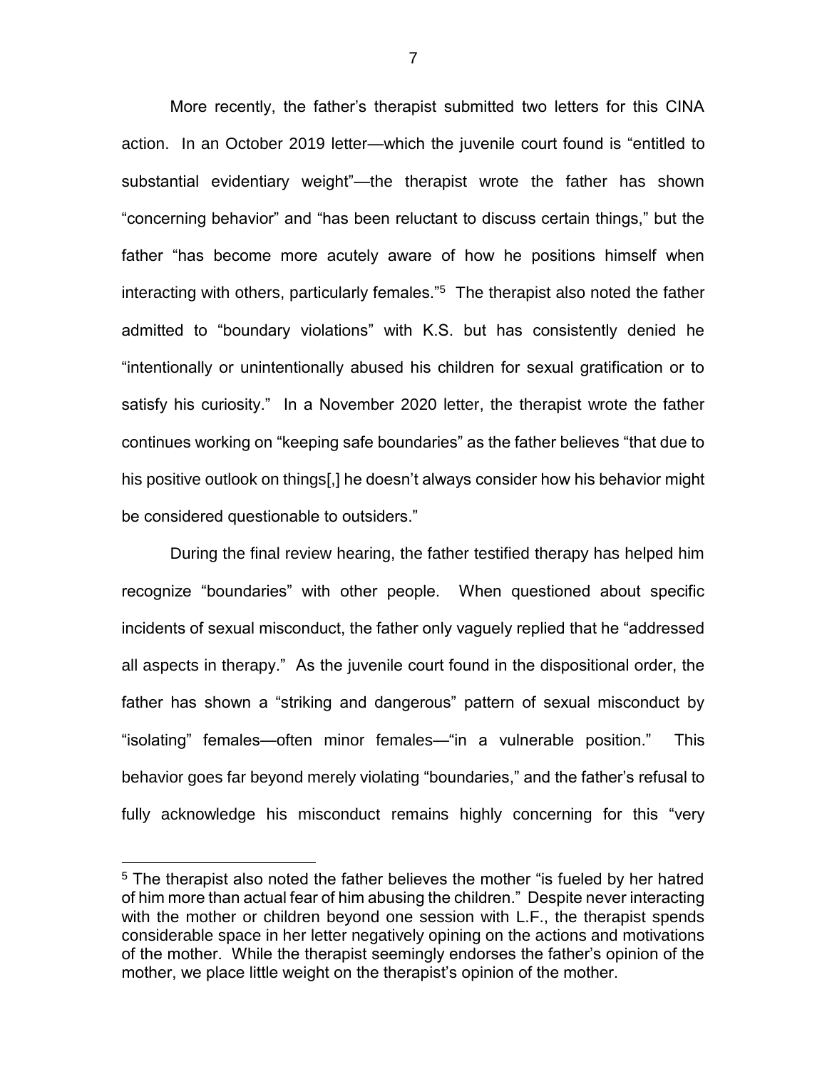More recently, the father's therapist submitted two letters for this CINA action. In an October 2019 letter—which the juvenile court found is "entitled to substantial evidentiary weight"—the therapist wrote the father has shown "concerning behavior" and "has been reluctant to discuss certain things," but the father "has become more acutely aware of how he positions himself when interacting with others, particularly females."[5] The therapist also noted the father admitted to "boundary violations" with K.S. but has consistently denied he "intentionally or unintentionally abused his children for sexual gratification or to satisfy his curiosity." In a November 2020 letter, the therapist wrote the father continues working on "keeping safe boundaries" as the father believes "that due to his positive outlook on things[,] he doesn't always consider how his behavior might be considered questionable to outsiders."

During the final review hearing, the father testified therapy has helped him recognize "boundaries" with other people. When questioned about specific incidents of sexual misconduct, the father only vaguely replied that he "addressed all aspects in therapy." As the juvenile court found in the dispositional order, the father has shown a "striking and dangerous" pattern of sexual misconduct by "isolating" females—often minor females—"in a vulnerable position." This behavior goes far beyond merely violating "boundaries," and the father's refusal to fully acknowledge his misconduct remains highly concerning for this "very

[5] The therapist also noted the father believes the mother "is fueled by her hatred of him more than actual fear of him abusing the children." Despite never interacting with the mother or children beyond one session with L.F., the therapist spends considerable space in her letter negatively opining on the actions and motivations of the mother. While the therapist seemingly endorses the father's opinion of the mother, we place little weight on the therapist's opinion of the mother.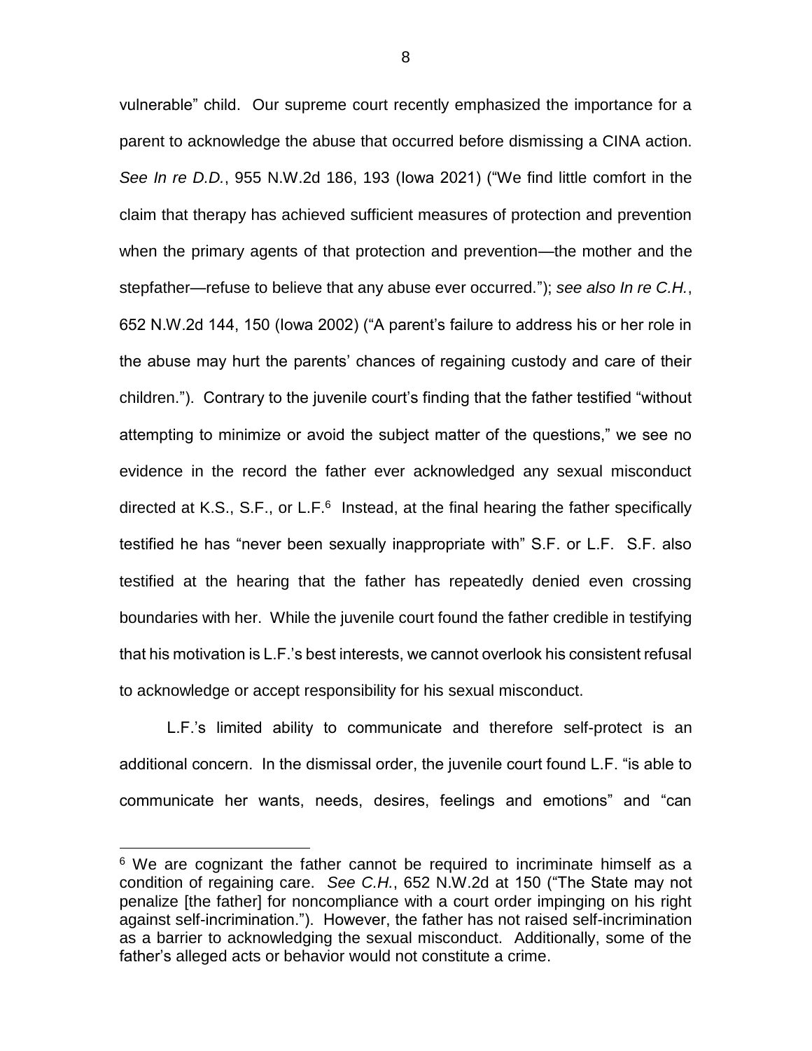vulnerable" child. Our supreme court recently emphasized the importance for a parent to acknowledge the abuse that occurred before dismissing a CINA action. *See In re D.D.*, 955 N.W.2d 186, 193 (Iowa 2021) ("We find little comfort in the claim that therapy has achieved sufficient measures of protection and prevention when the primary agents of that protection and prevention—the mother and the stepfather—refuse to believe that any abuse ever occurred."); *see also In re C.H.*, 652 N.W.2d 144, 150 (Iowa 2002) ("A parent's failure to address his or her role in the abuse may hurt the parents' chances of regaining custody and care of their children."). Contrary to the juvenile court's finding that the father testified "without attempting to minimize or avoid the subject matter of the questions," we see no evidence in the record the father ever acknowledged any sexual misconduct directed at K.S., S.F., or L.F.[6] Instead, at the final hearing the father specifically testified he has "never been sexually inappropriate with" S.F. or L.F. S.F. also testified at the hearing that the father has repeatedly denied even crossing boundaries with her. While the juvenile court found the father credible in testifying that his motivation is L.F.'s best interests, we cannot overlook his consistent refusal to acknowledge or accept responsibility for his sexual misconduct.

L.F.'s limited ability to communicate and therefore self-protect is an additional concern. In the dismissal order, the juvenile court found L.F. "is able to communicate her wants, needs, desires, feelings and emotions" and "can

---

[6] We are cognizant the father cannot be required to incriminate himself as a condition of regaining care. *See C.H.*, 652 N.W.2d at 150 ("The State may not penalize [the father] for noncompliance with a court order impinging on his right against self-incrimination."). However, the father has not raised self-incrimination as a barrier to acknowledging the sexual misconduct. Additionally, some of the father's alleged acts or behavior would not constitute a crime.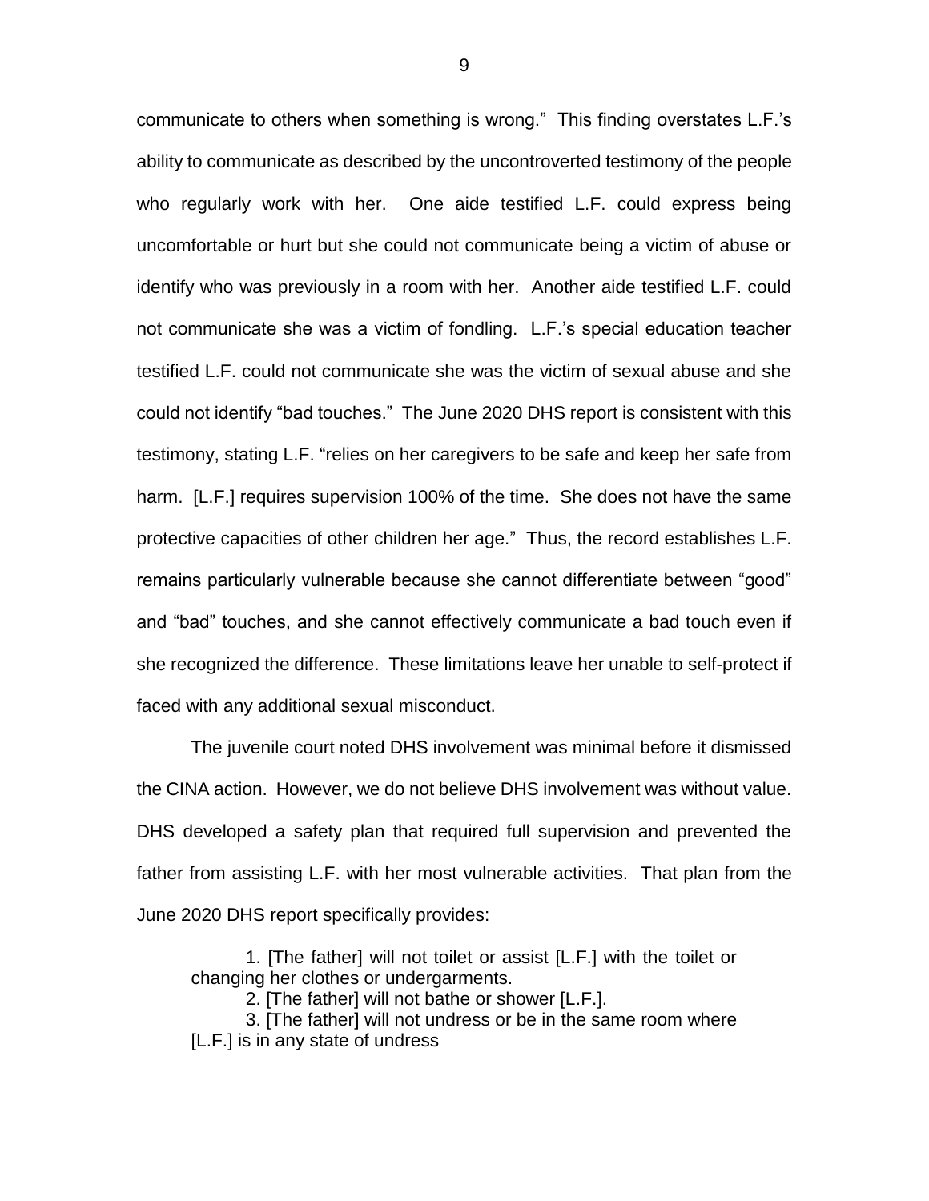communicate to others when something is wrong." This finding overstates L.F.'s ability to communicate as described by the uncontroverted testimony of the people who regularly work with her. One aide testified L.F. could express being uncomfortable or hurt but she could not communicate being a victim of abuse or identify who was previously in a room with her. Another aide testified L.F. could not communicate she was a victim of fondling. L.F.'s special education teacher testified L.F. could not communicate she was the victim of sexual abuse and she could not identify "bad touches." The June 2020 DHS report is consistent with this testimony, stating L.F. "relies on her caregivers to be safe and keep her safe from harm. [L.F.] requires supervision 100% of the time. She does not have the same protective capacities of other children her age." Thus, the record establishes L.F. remains particularly vulnerable because she cannot differentiate between "good" and "bad" touches, and she cannot effectively communicate a bad touch even if she recognized the difference. These limitations leave her unable to self-protect if faced with any additional sexual misconduct.

The juvenile court noted DHS involvement was minimal before it dismissed the CINA action. However, we do not believe DHS involvement was without value. DHS developed a safety plan that required full supervision and prevented the father from assisting L.F. with her most vulnerable activities. That plan from the June 2020 DHS report specifically provides:

> 1. [The father] will not toilet or assist [L.F.] with the toilet or changing her clothes or undergarments.
> 2. [The father] will not bathe or shower [L.F.].
> 3. [The father] will not undress or be in the same room where [L.F.] is in any state of undress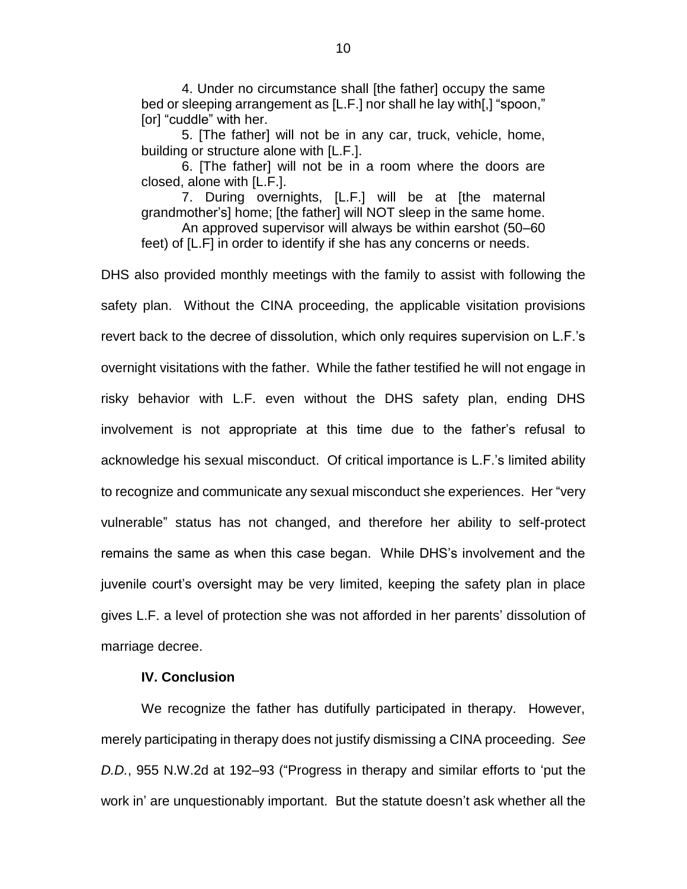4. Under no circumstance shall [the father] occupy the same bed or sleeping arrangement as [L.F.] nor shall he lay with[,] "spoon," [or] "cuddle" with her.

5. [The father] will not be in any car, truck, vehicle, home, building or structure alone with [L.F.].

6. [The father] will not be in a room where the doors are closed, alone with [L.F.].

7. During overnights, [L.F.] will be at [the maternal grandmother's] home; [the father] will NOT sleep in the same home.

An approved supervisor will always be within earshot (50–60 feet) of [L.F] in order to identify if she has any concerns or needs.

DHS also provided monthly meetings with the family to assist with following the safety plan. Without the CINA proceeding, the applicable visitation provisions revert back to the decree of dissolution, which only requires supervision on L.F.'s overnight visitations with the father. While the father testified he will not engage in risky behavior with L.F. even without the DHS safety plan, ending DHS involvement is not appropriate at this time due to the father's refusal to acknowledge his sexual misconduct. Of critical importance is L.F.'s limited ability to recognize and communicate any sexual misconduct she experiences. Her "very vulnerable" status has not changed, and therefore her ability to self-protect remains the same as when this case began. While DHS's involvement and the juvenile court's oversight may be very limited, keeping the safety plan in place gives L.F. a level of protection she was not afforded in her parents' dissolution of marriage decree.

**IV. Conclusion**

We recognize the father has dutifully participated in therapy. However, merely participating in therapy does not justify dismissing a CINA proceeding. *See D.D.*, 955 N.W.2d at 192–93 ("Progress in therapy and similar efforts to 'put the work in' are unquestionably important. But the statute doesn't ask whether all the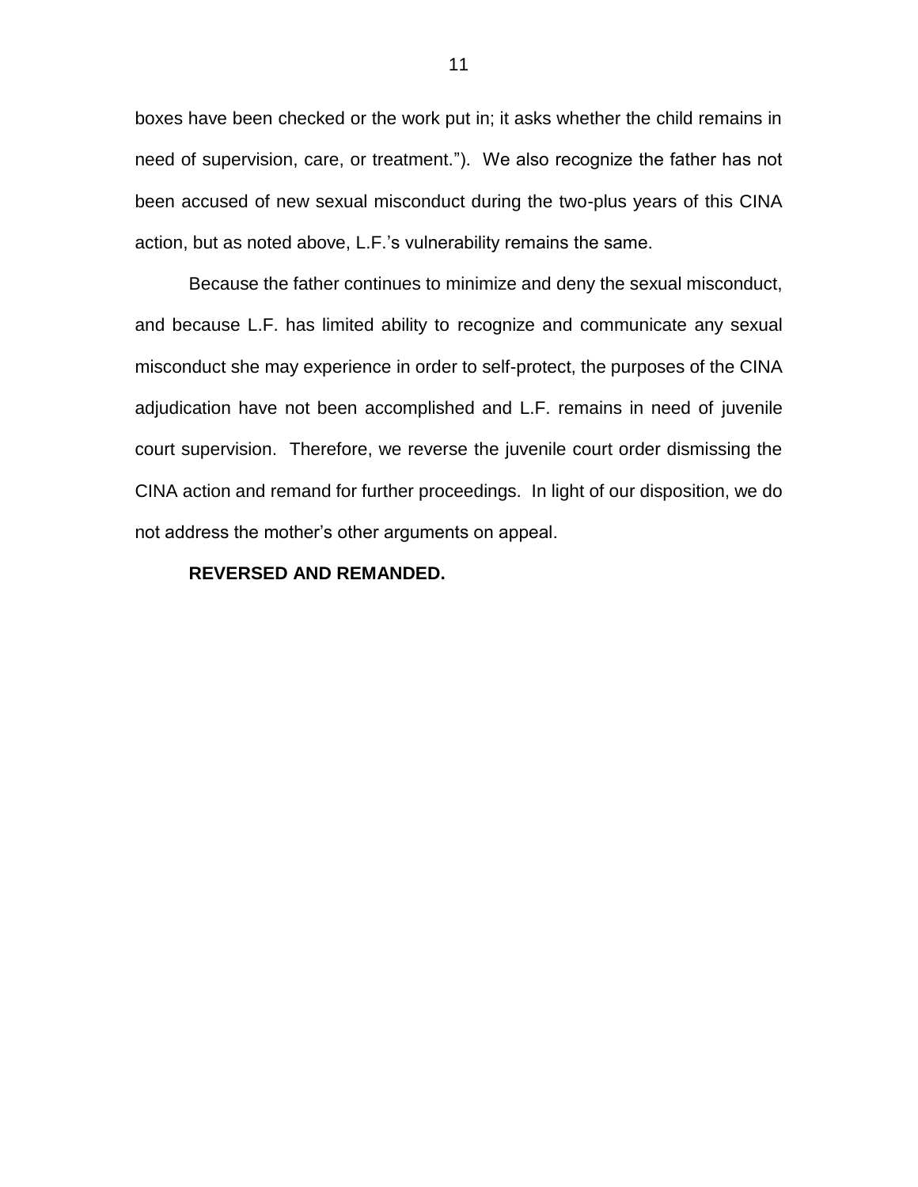boxes have been checked or the work put in; it asks whether the child remains in need of supervision, care, or treatment."). We also recognize the father has not been accused of new sexual misconduct during the two-plus years of this CINA action, but as noted above, L.F.'s vulnerability remains the same.

Because the father continues to minimize and deny the sexual misconduct, and because L.F. has limited ability to recognize and communicate any sexual misconduct she may experience in order to self-protect, the purposes of the CINA adjudication have not been accomplished and L.F. remains in need of juvenile court supervision. Therefore, we reverse the juvenile court order dismissing the CINA action and remand for further proceedings. In light of our disposition, we do not address the mother's other arguments on appeal.

**REVERSED AND REMANDED.**